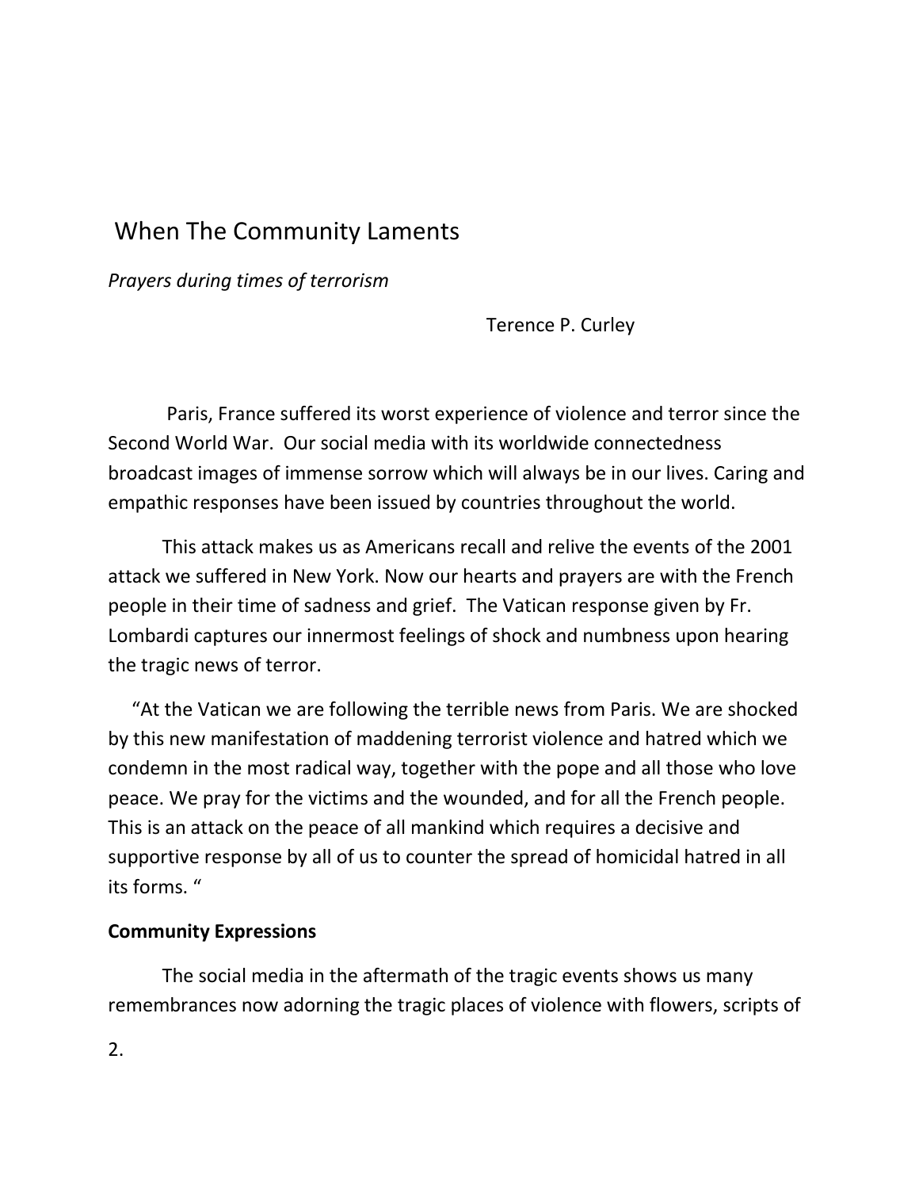# When The Community Laments

*Prayers during times of terrorism*

Terence P. Curley

Paris, France suffered its worst experience of violence and terror since the Second World War. Our social media with its worldwide connectedness broadcast images of immense sorrow which will always be in our lives. Caring and empathic responses have been issued by countries throughout the world.

This attack makes us as Americans recall and relive the events of the 2001 attack we suffered in New York. Now our hearts and prayers are with the French people in their time of sadness and grief. The Vatican response given by Fr. Lombardi captures our innermost feelings of shock and numbness upon hearing the tragic news of terror.

"At the Vatican we are following the terrible news from Paris. We are shocked by this new manifestation of maddening terrorist violence and hatred which we condemn in the most radical way, together with the pope and all those who love peace. We pray for the victims and the wounded, and for all the French people. This is an attack on the peace of all mankind which requires a decisive and supportive response by all of us to counter the spread of homicidal hatred in all its forms. "

**Community Expressions**

The social media in the aftermath of the tragic events shows us many remembrances now adorning the tragic places of violence with flowers, scripts of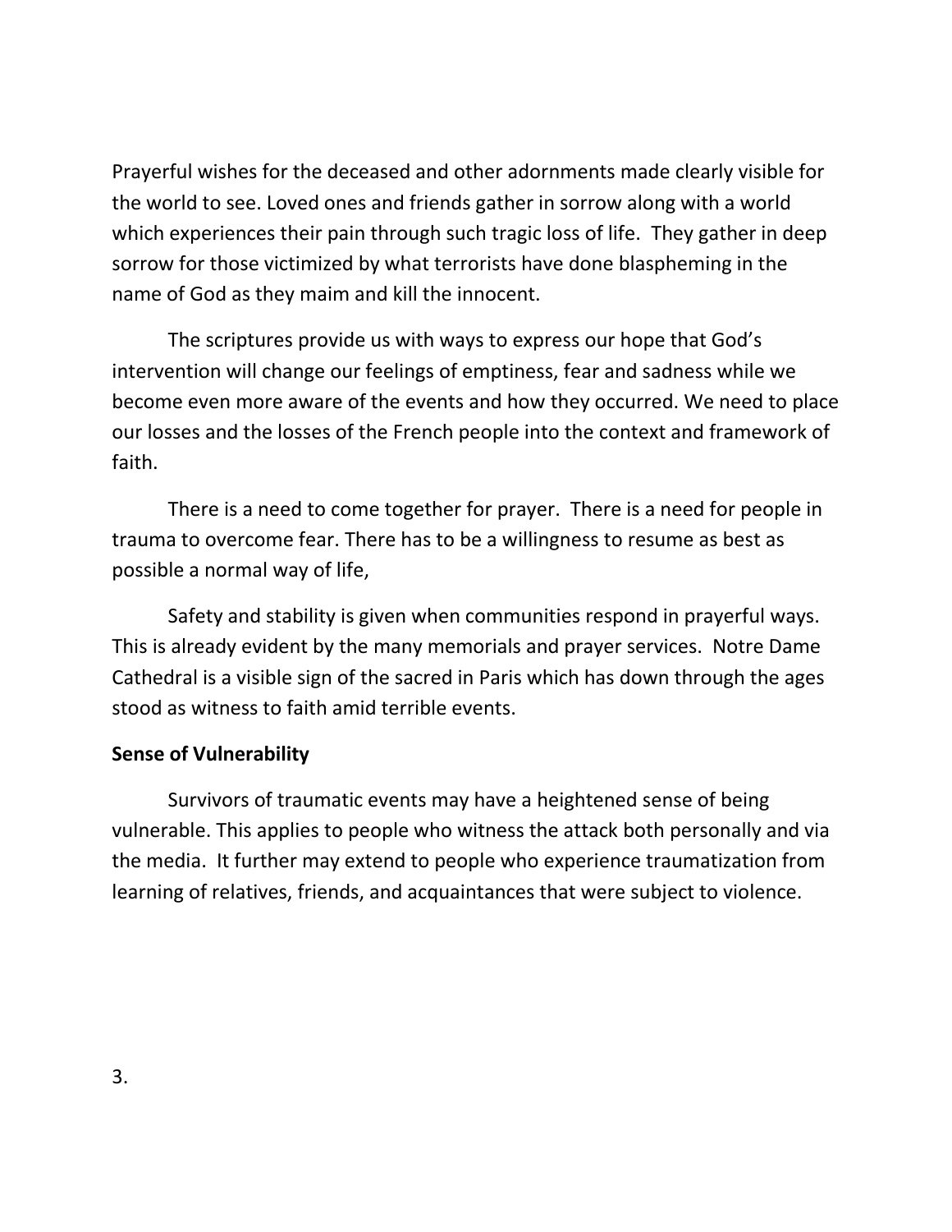Prayerful wishes for the deceased and other adornments made clearly visible for the world to see. Loved ones and friends gather in sorrow along with a world which experiences their pain through such tragic loss of life. They gather in deep sorrow for those victimized by what terrorists have done blaspheming in the name of God as they maim and kill the innocent.

The scriptures provide us with ways to express our hope that God's intervention will change our feelings of emptiness, fear and sadness while we become even more aware of the events and how they occurred. We need to place our losses and the losses of the French people into the context and framework of faith.

There is a need to come together for prayer. There is a need for people in trauma to overcome fear. There has to be a willingness to resume as best as possible a normal way of life,

Safety and stability is given when communities respond in prayerful ways. This is already evident by the many memorials and prayer services. Notre Dame Cathedral is a visible sign of the sacred in Paris which has down through the ages stood as witness to faith amid terrible events.

**Sense of Vulnerability**

Survivors of traumatic events may have a heightened sense of being vulnerable. This applies to people who witness the attack both personally and via the media. It further may extend to people who experience traumatization from learning of relatives, friends, and acquaintances that were subject to violence.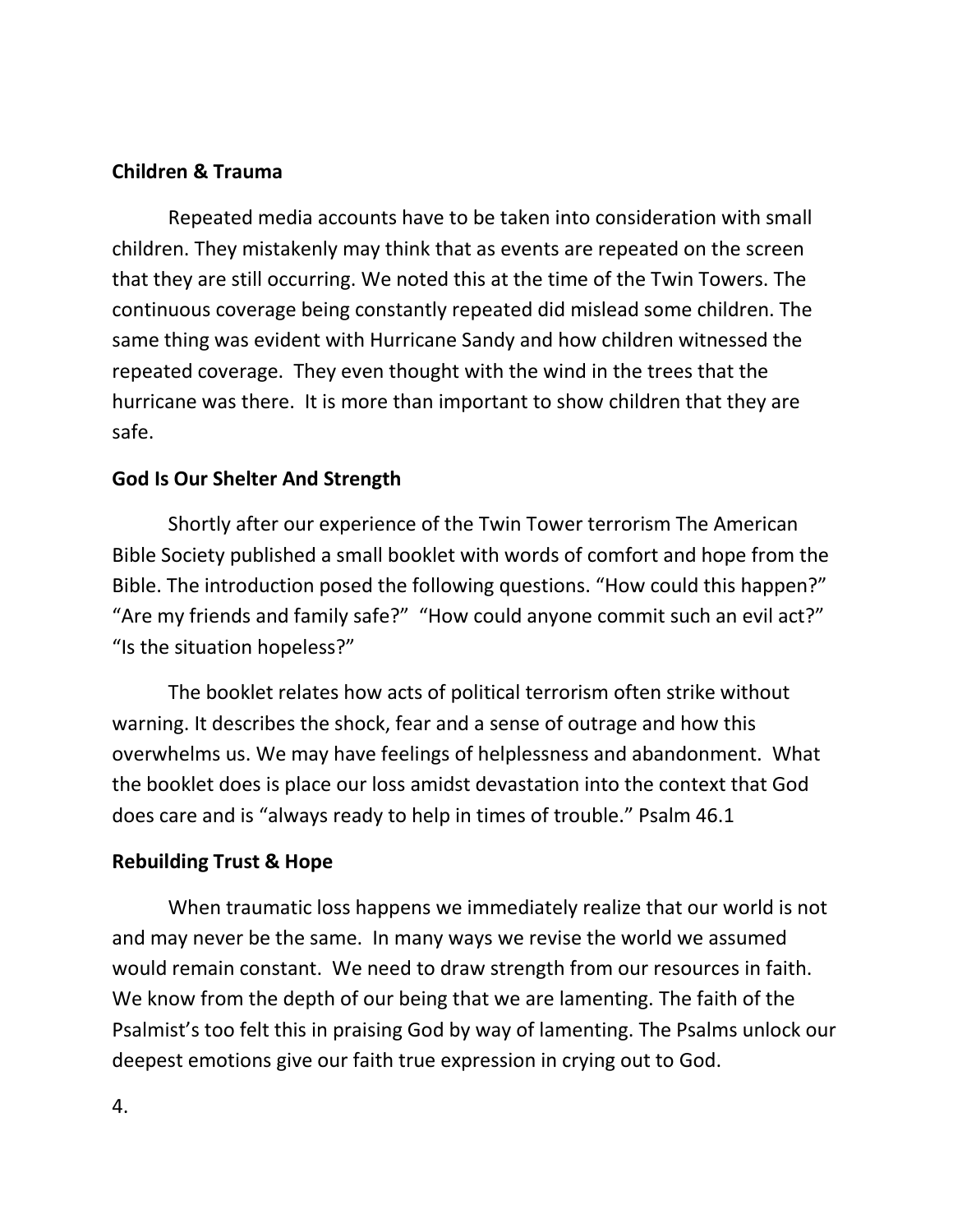**Children & Trauma**

Repeated media accounts have to be taken into consideration with small children. They mistakenly may think that as events are repeated on the screen that they are still occurring. We noted this at the time of the Twin Towers. The continuous coverage being constantly repeated did mislead some children. The same thing was evident with Hurricane Sandy and how children witnessed the repeated coverage. They even thought with the wind in the trees that the hurricane was there. It is more than important to show children that they are safe.

**God Is Our Shelter And Strength**

Shortly after our experience of the Twin Tower terrorism The American Bible Society published a small booklet with words of comfort and hope from the Bible. The introduction posed the following questions. “How could this happen?” “Are my friends and family safe?” “How could anyone commit such an evil act?” “Is the situation hopeless?”

The booklet relates how acts of political terrorism often strike without warning. It describes the shock, fear and a sense of outrage and how this overwhelms us. We may have feelings of helplessness and abandonment. What the booklet does is place our loss amidst devastation into the context that God does care and is “always ready to help in times of trouble.” Psalm 46.1

**Rebuilding Trust & Hope**

When traumatic loss happens we immediately realize that our world is not and may never be the same. In many ways we revise the world we assumed would remain constant. We need to draw strength from our resources in faith. We know from the depth of our being that we are lamenting. The faith of the Psalmist’s too felt this in praising God by way of lamenting. The Psalms unlock our deepest emotions give our faith true expression in crying out to God.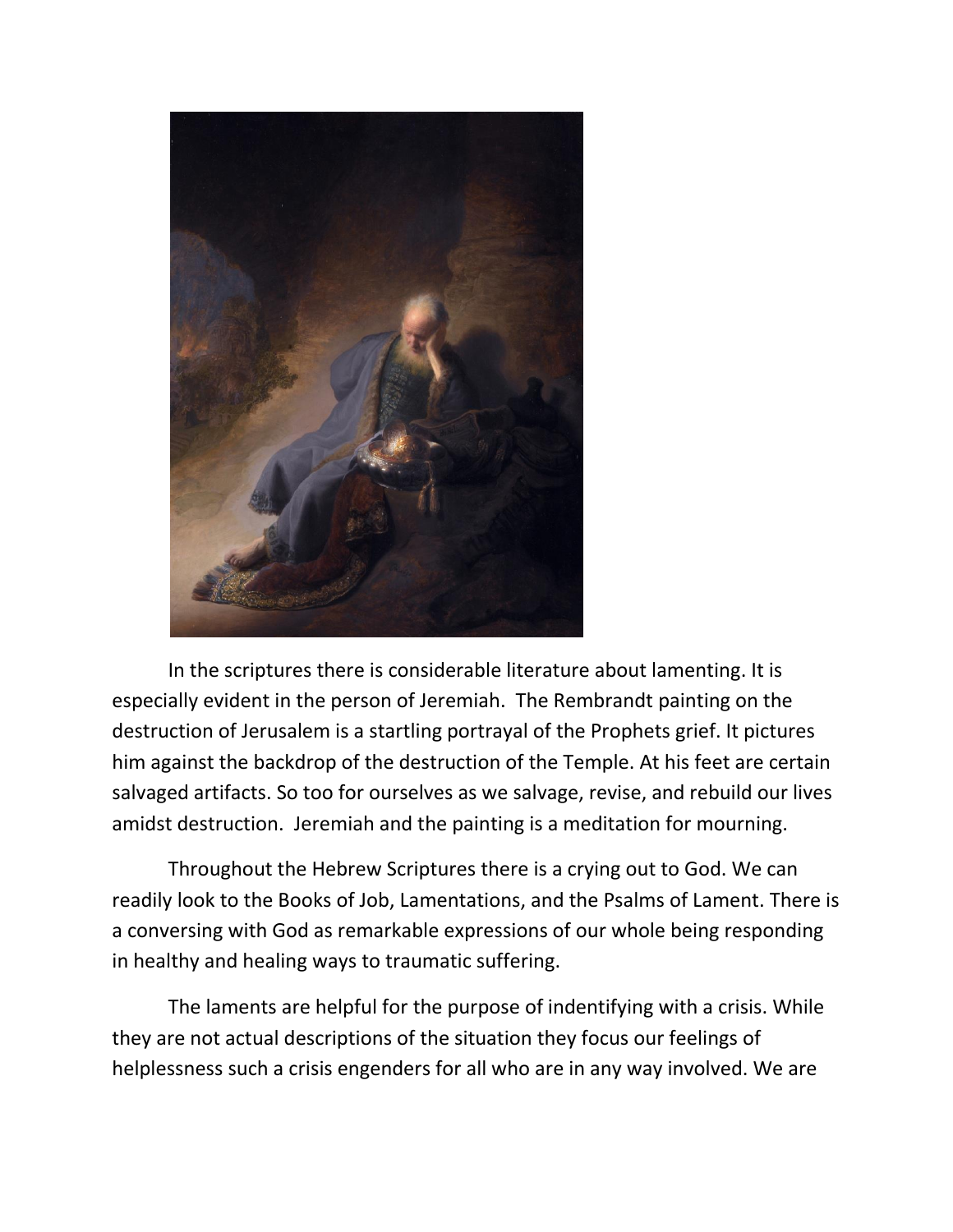In the scriptures there is considerable literature about lamenting. It is especially evident in the person of Jeremiah. The Rembrandt painting on the destruction of Jerusalem is a startling portrayal of the Prophets grief. It pictures him against the backdrop of the destruction of the Temple. At his feet are certain salvaged artifacts. So too for ourselves as we salvage, revise, and rebuild our lives amidst destruction. Jeremiah and the painting is a meditation for mourning.

Throughout the Hebrew Scriptures there is a crying out to God. We can readily look to the Books of Job, Lamentations, and the Psalms of Lament. There is a conversing with God as remarkable expressions of our whole being responding in healthy and healing ways to traumatic suffering.

The laments are helpful for the purpose of indentifying with a crisis. While they are not actual descriptions of the situation they focus our feelings of helplessness such a crisis engenders for all who are in any way involved. We are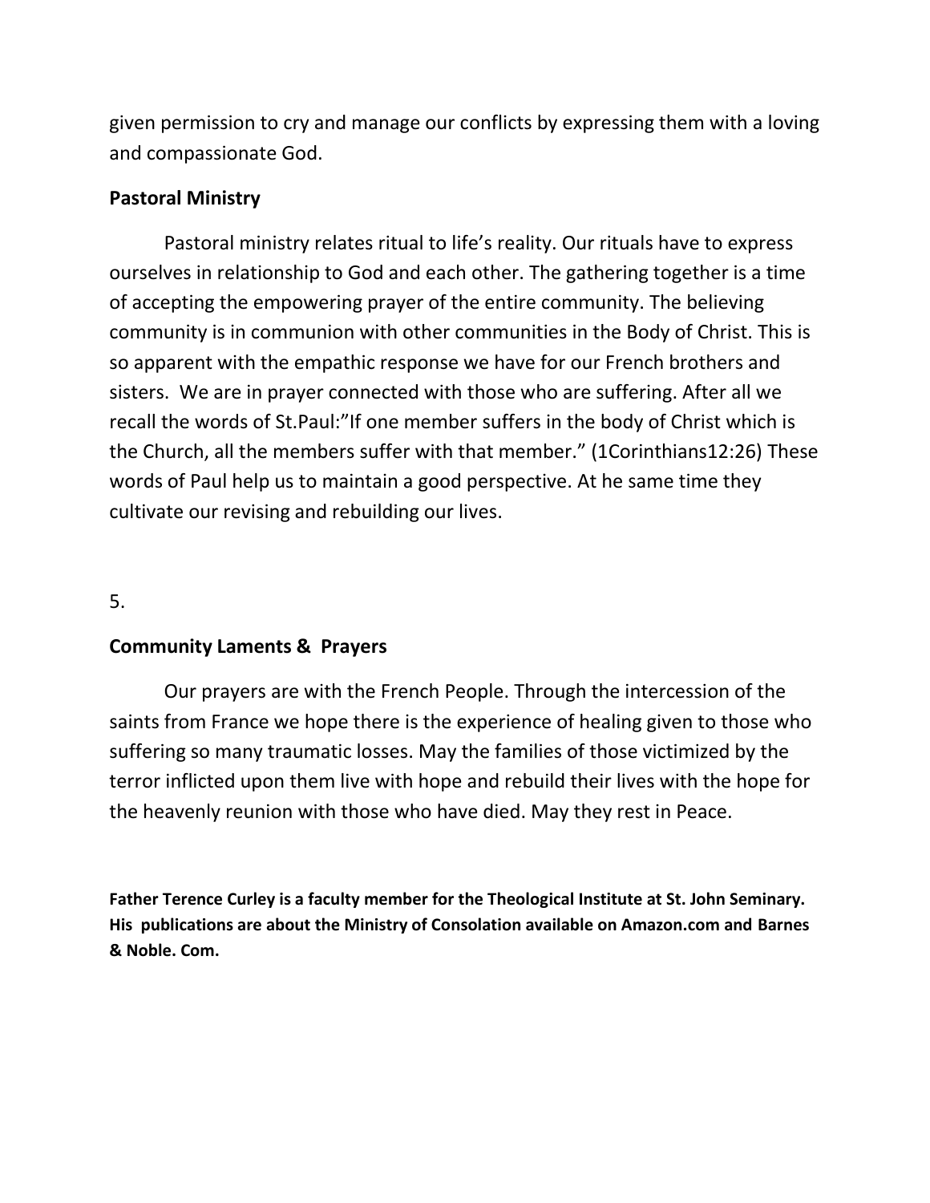given permission to cry and manage our conflicts by expressing them with a loving and compassionate God.

**Pastoral Ministry**

Pastoral ministry relates ritual to life's reality. Our rituals have to express ourselves in relationship to God and each other. The gathering together is a time of accepting the empowering prayer of the entire community. The believing community is in communion with other communities in the Body of Christ. This is so apparent with the empathic response we have for our French brothers and sisters. We are in prayer connected with those who are suffering. After all we recall the words of St.Paul:"If one member suffers in the body of Christ which is the Church, all the members suffer with that member." (1Corinthians12:26) These words of Paul help us to maintain a good perspective. At he same time they cultivate our revising and rebuilding our lives.

**Community Laments & Prayers**

Our prayers are with the French People. Through the intercession of the saints from France we hope there is the experience of healing given to those who suffering so many traumatic losses. May the families of those victimized by the terror inflicted upon them live with hope and rebuild their lives with the hope for the heavenly reunion with those who have died. May they rest in Peace.

**Father Terence Curley is a faculty member for the Theological Institute at St. John Seminary. His publications are about the Ministry of Consolation available on Amazon.com and Barnes & Noble. Com.**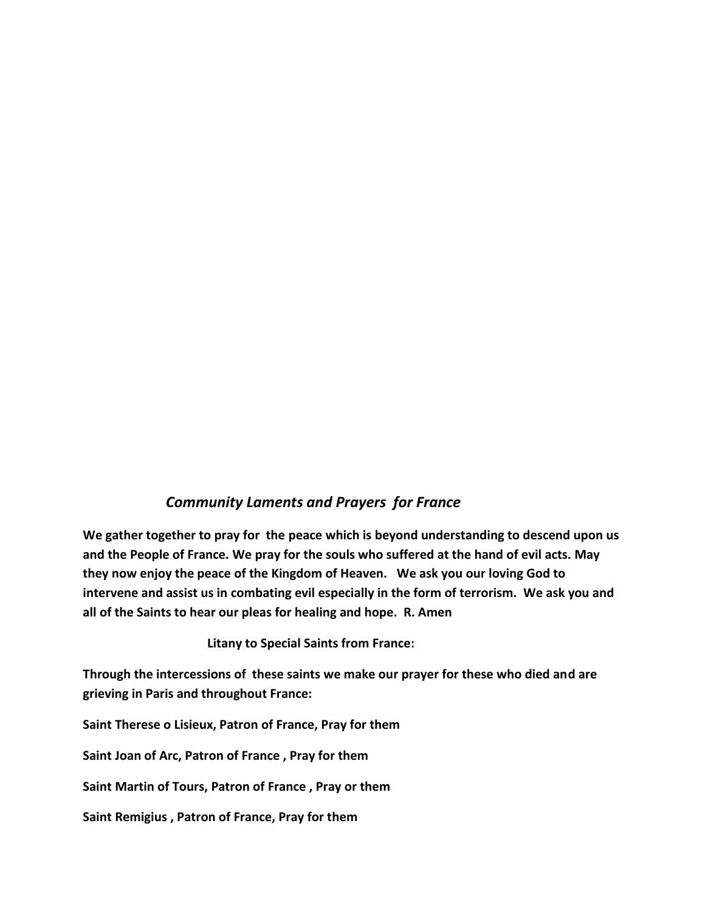*Community Laments and Prayers for France*

**We gather together to pray for the peace which is beyond understanding to descend upon us and the People of France. We pray for the souls who suffered at the hand of evil acts. May they now enjoy the peace of the Kingdom of Heaven. We ask you our loving God to intervene and assist us in combating evil especially in the form of terrorism. We ask you and all of the Saints to hear our pleas for healing and hope. R. Amen**

**Litany to Special Saints from France:**

**Through the intercessions of these saints we make our prayer for these who died and are grieving in Paris and throughout France:**

**Saint Therese o Lisieux, Patron of France, Pray for them**

**Saint Joan of Arc, Patron of France , Pray for them**

**Saint Martin of Tours, Patron of France , Pray or them**

**Saint Remigius , Patron of France, Pray for them**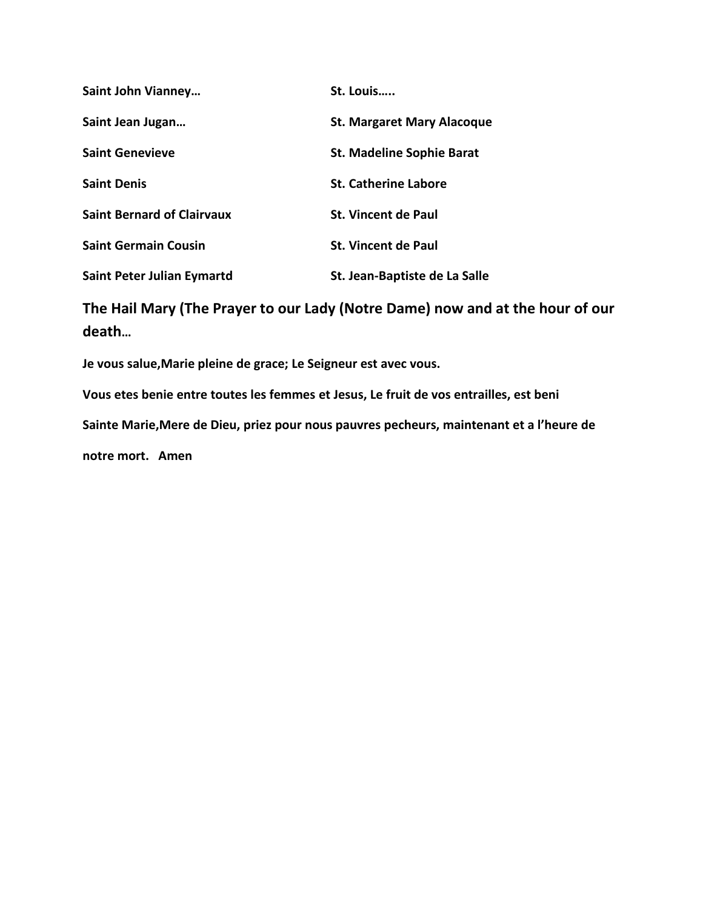**Saint John Vianney…**

**Saint Jean Jugan…**

**Saint Genevieve**

**Saint Denis**

**Saint Bernard of Clairvaux**

**Saint Germain Cousin**

**Saint Peter Julian Eymartd**

**St. Louis…..**

**St. Margaret Mary Alacoque**

**St. Madeline Sophie Barat**

**St. Catherine Labore**

**St. Vincent de Paul**

**St. Vincent de Paul**

**St. Jean-Baptiste de La Salle**

## The Hail Mary (The Prayer to our Lady (Notre Dame) now and at the hour of our death…

**Je vous salue,Marie pleine de grace; Le Seigneur est avec vous.**

**Vous etes benie entre toutes les femmes et Jesus, Le fruit de vos entrailles, est beni**

**Sainte Marie,Mere de Dieu, priez pour nous pauvres pecheurs, maintenant et a l'heure de notre mort. Amen**